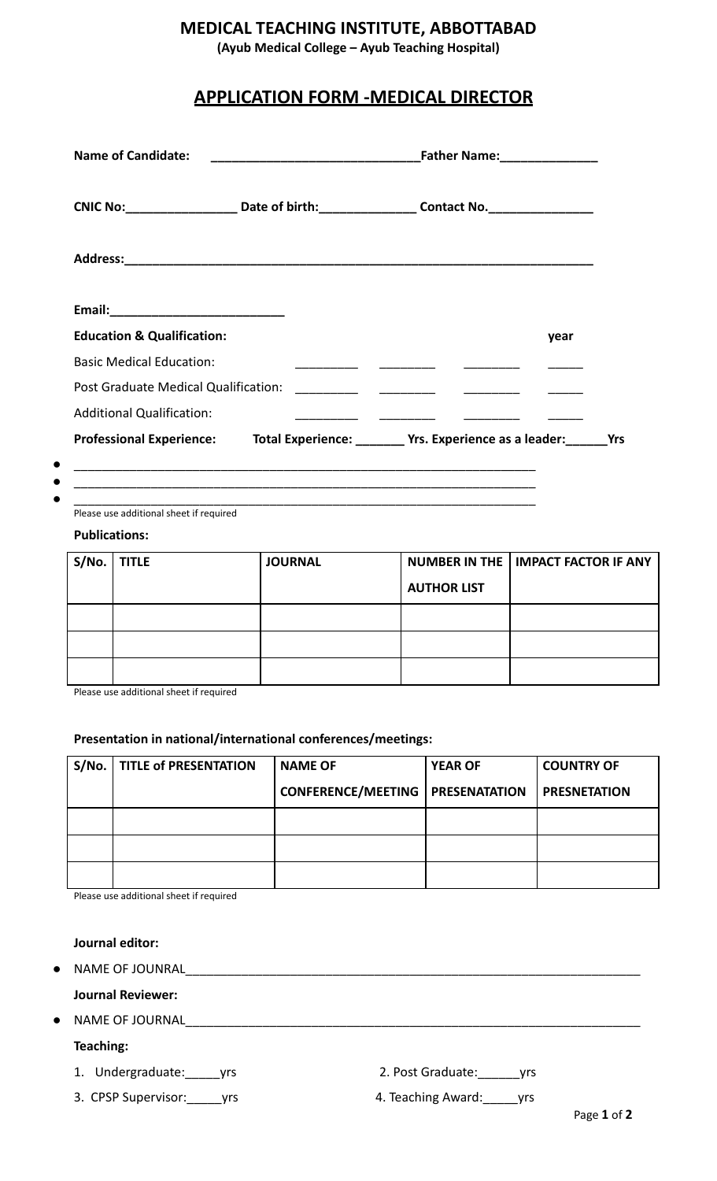# MEDICAL TEACHING INSTITUTE, ABBOTTABAD

**(Ayub Medical College – Ayub Teaching Hospital)**

## APPLICATION FORM -MEDICAL DIRECTOR

**Name of Candidate:** ____________________________ **Father Name:**______________

**CNIC No:**________________ **Date of birth:**______________ **Contact No.**_______________

**Address:**_________________________________________________________________

**Email:**_________________________

**Education & Qualification:** **year**

Basic Medical Education: _________ ________ ________ _____

Post Graduate Medical Qualification: _________ ________ ________ _____

Additional Qualification: _________ ________ ________ _____

**Professional Experience:** **Total Experience: _______ Yrs. Experience as a leader:______Yrs**

- ___________________________________________________________________
- ___________________________________________________________________
- ___________________________________________________________________

Please use additional sheet if required

**Publications:**

| S/No. | TITLE | JOURNAL | NUMBER IN THE AUTHOR LIST | IMPACT FACTOR IF ANY |
|---|---|---|---|---|
| | | | | |
| | | | | |
| | | | | |

Please use additional sheet if required

**Presentation in national/international conferences/meetings:**

| S/No. | TITLE of PRESENTATION | NAME OF CONFERENCE/MEETING | YEAR OF PRESENATATION | COUNTRY OF PRESNETATION |
|---|---|---|---|---|
| | | | | |
| | | | | |
| | | | | |

Please use additional sheet if required

**Journal editor:**

- NAME OF JOUNRAL___________________________________________________________________

**Journal Reviewer:**

- NAME OF JOURNAL___________________________________________________________________

**Teaching:**

1. Undergraduate:_____yrs
2. Post Graduate:______yrs
3. CPSP Supervisor:_____yrs
4. Teaching Award:_____yrs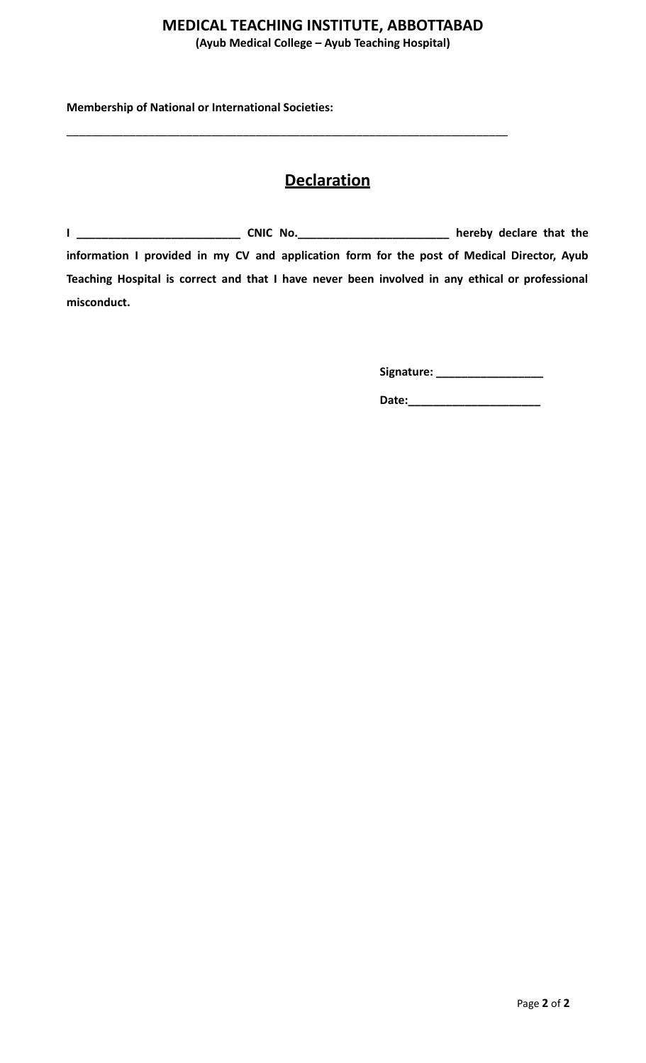**MEDICAL TEACHING INSTITUTE, ABBOTTABAD**

**(Ayub Medical College – Ayub Teaching Hospital)**

**Membership of National or International Societies:**

_____________________________________________________________________________

## Declaration

**I __________________________ CNIC No.________________________ hereby declare that the information I provided in my CV and application form for the post of Medical Director, Ayub Teaching Hospital is correct and that I have never been involved in any ethical or professional misconduct.**

**Signature: _________________**

**Date:_____________________**